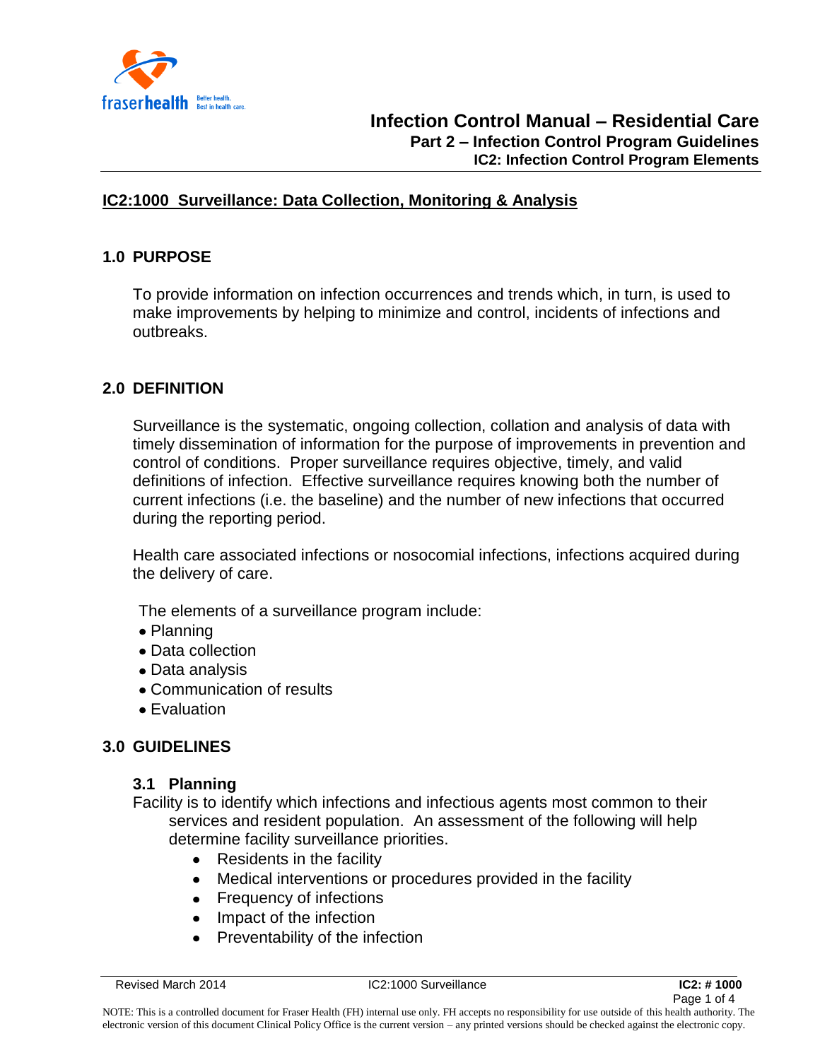# Infection Control Manual – Residential Care

## Part 2 – Infection Control Program Guidelines

### IC2: Infection Control Program Elements

## IC2:1000 Surveillance: Data Collection, Monitoring & Analysis

### 1.0 PURPOSE

To provide information on infection occurrences and trends which, in turn, is used to make improvements by helping to minimize and control, incidents of infections and outbreaks.

### 2.0 DEFINITION

Surveillance is the systematic, ongoing collection, collation and analysis of data with timely dissemination of information for the purpose of improvements in prevention and control of conditions. Proper surveillance requires objective, timely, and valid definitions of infection. Effective surveillance requires knowing both the number of current infections (i.e. the baseline) and the number of new infections that occurred during the reporting period.

Health care associated infections or nosocomial infections, infections acquired during the delivery of care.

The elements of a surveillance program include:

- Planning
- Data collection
- Data analysis
- Communication of results
- Evaluation

### 3.0 GUIDELINES

#### 3.1 Planning

Facility is to identify which infections and infectious agents most common to their services and resident population. An assessment of the following will help determine facility surveillance priorities.

- Residents in the facility
- Medical interventions or procedures provided in the facility
- Frequency of infections
- Impact of the infection
- Preventability of the infection

Revised March 2014 IC2:1000 Surveillance **IC2: # 1000**

NOTE: This is a controlled document for Fraser Health (FH) internal use only. FH accepts no responsibility for use outside of this health authority. The electronic version of this document Clinical Policy Office is the current version – any printed versions should be checked against the electronic copy.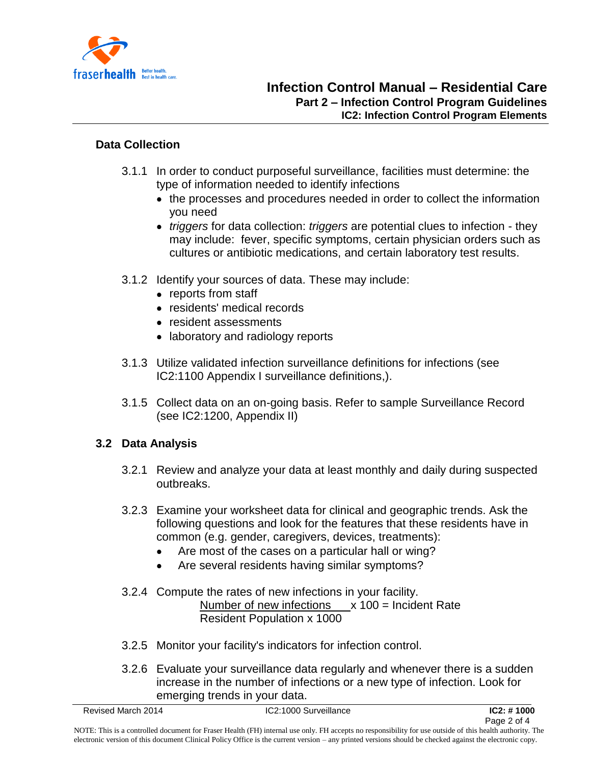### Data Collection

3.1.1 In order to conduct purposeful surveillance, facilities must determine: the type of information needed to identify infections

- the processes and procedures needed in order to collect the information you need
- *triggers* for data collection: *triggers* are potential clues to infection - they may include: fever, specific symptoms, certain physician orders such as cultures or antibiotic medications, and certain laboratory test results.

3.1.2 Identify your sources of data. These may include:

- reports from staff
- residents' medical records
- resident assessments
- laboratory and radiology reports

3.1.3 Utilize validated infection surveillance definitions for infections (see IC2:1100 Appendix I surveillance definitions,).

3.1.5 Collect data on an on-going basis. Refer to sample Surveillance Record (see IC2:1200, Appendix II)

### 3.2 Data Analysis

3.2.1 Review and analyze your data at least monthly and daily during suspected outbreaks.

3.2.3 Examine your worksheet data for clinical and geographic trends. Ask the following questions and look for the features that these residents have in common (e.g. gender, caregivers, devices, treatments):

- Are most of the cases on a particular hall or wing?
- Are several residents having similar symptoms?

3.2.4 Compute the rates of new infections in your facility.

$$\frac{\text{Number of new infections}}{\text{Resident Population x 1000}} \text{ x 100 = Incident Rate}$$

3.2.5 Monitor your facility's indicators for infection control.

3.2.6 Evaluate your surveillance data regularly and whenever there is a sudden increase in the number of infections or a new type of infection. Look for emerging trends in your data.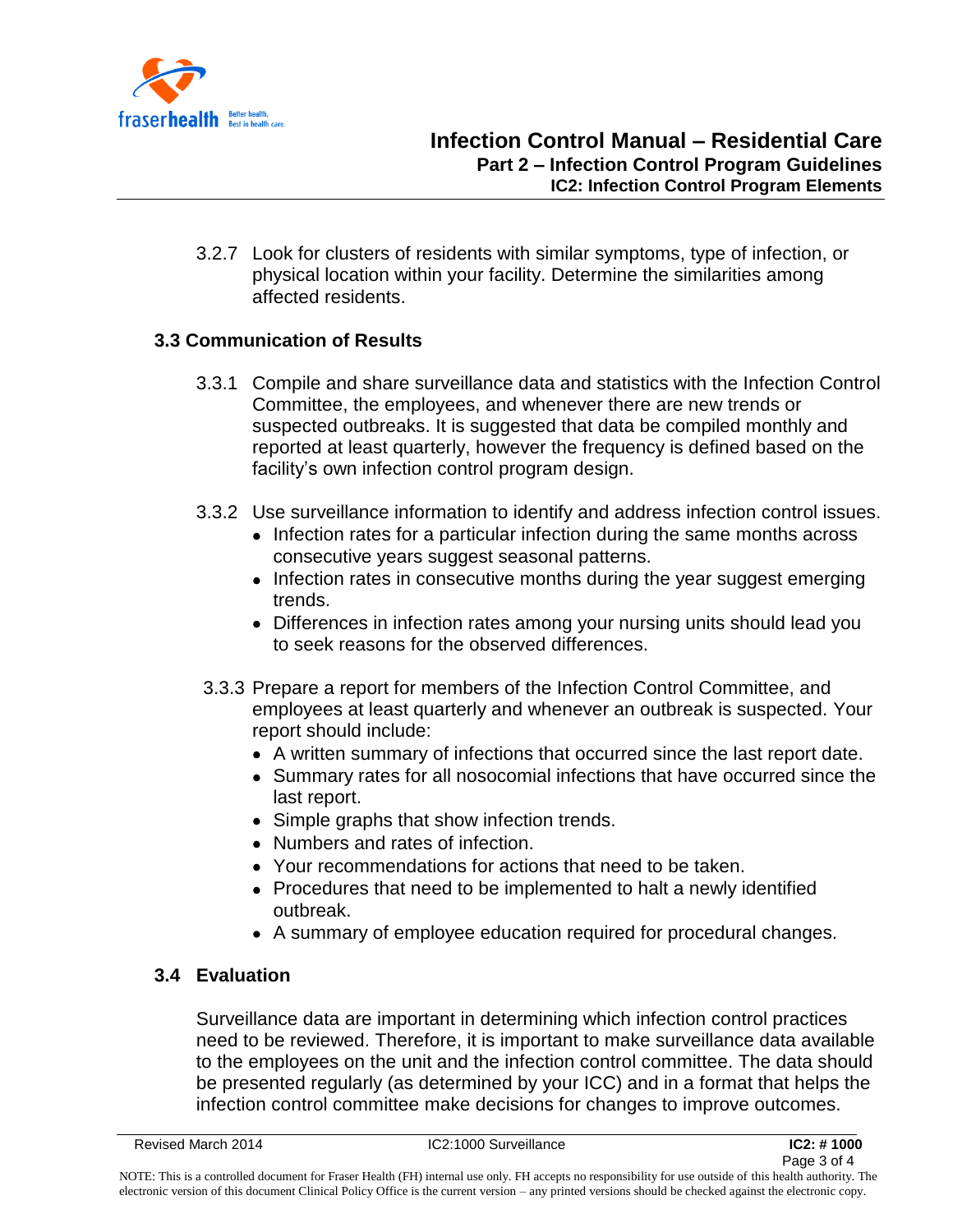3.2.7 Look for clusters of residents with similar symptoms, type of infection, or physical location within your facility. Determine the similarities among affected residents.

## 3.3 Communication of Results

3.3.1 Compile and share surveillance data and statistics with the Infection Control Committee, the employees, and whenever there are new trends or suspected outbreaks. It is suggested that data be compiled monthly and reported at least quarterly, however the frequency is defined based on the facility's own infection control program design.

3.3.2 Use surveillance information to identify and address infection control issues.

- Infection rates for a particular infection during the same months across consecutive years suggest seasonal patterns.
- Infection rates in consecutive months during the year suggest emerging trends.
- Differences in infection rates among your nursing units should lead you to seek reasons for the observed differences.

3.3.3 Prepare a report for members of the Infection Control Committee, and employees at least quarterly and whenever an outbreak is suspected. Your report should include:

- A written summary of infections that occurred since the last report date.
- Summary rates for all nosocomial infections that have occurred since the last report.
- Simple graphs that show infection trends.
- Numbers and rates of infection.
- Your recommendations for actions that need to be taken.
- Procedures that need to be implemented to halt a newly identified outbreak.
- A summary of employee education required for procedural changes.

## 3.4 Evaluation

Surveillance data are important in determining which infection control practices need to be reviewed. Therefore, it is important to make surveillance data available to the employees on the unit and the infection control committee. The data should be presented regularly (as determined by your ICC) and in a format that helps the infection control committee make decisions for changes to improve outcomes.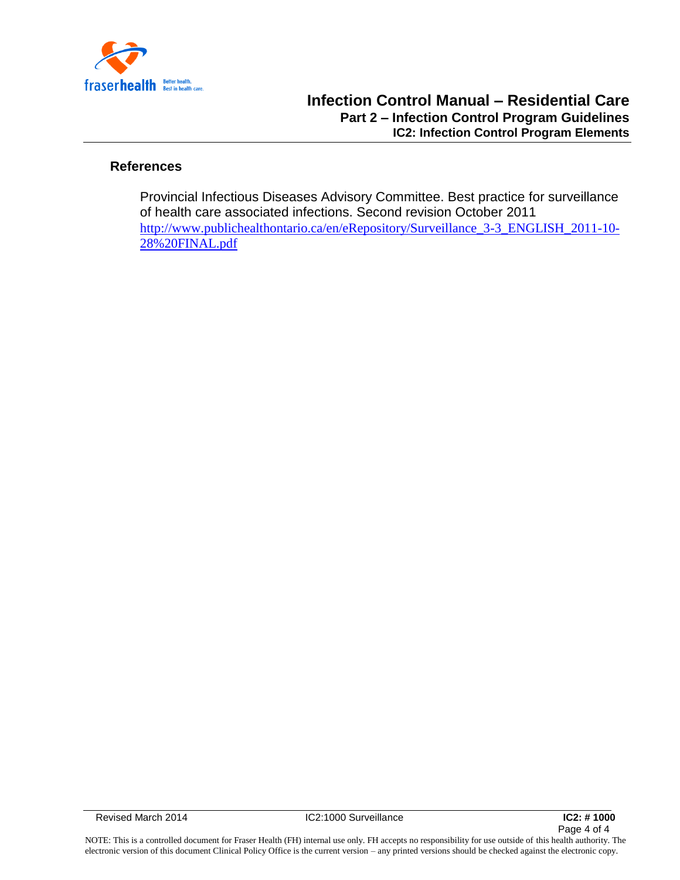## References

Provincial Infectious Diseases Advisory Committee. Best practice for surveillance of health care associated infections. Second revision October 2011 http://www.publichealthontario.ca/en/eRepository/Surveillance_3-3_ENGLISH_2011-10-28%20FINAL.pdf